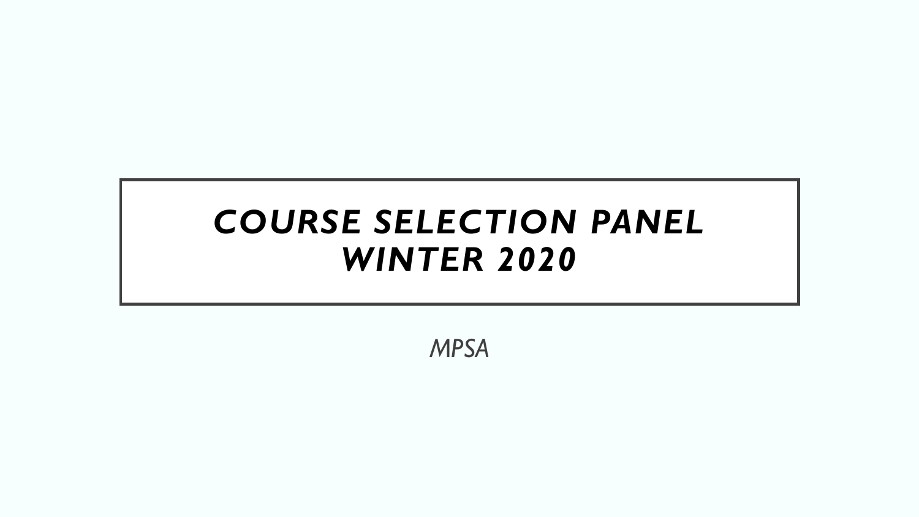# COURSE SELECTION PANEL WINTER 2020

*MPSA*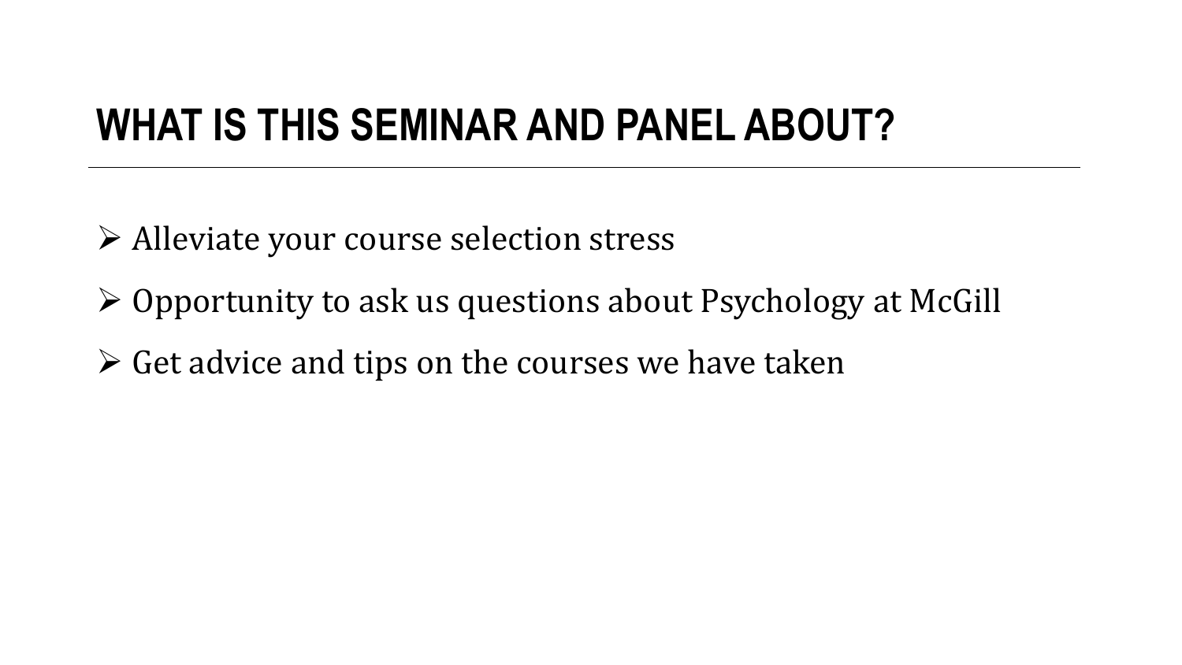# WHAT IS THIS SEMINAR AND PANEL ABOUT?

- Alleviate your course selection stress
- Opportunity to ask us questions about Psychology at McGill
- Get advice and tips on the courses we have taken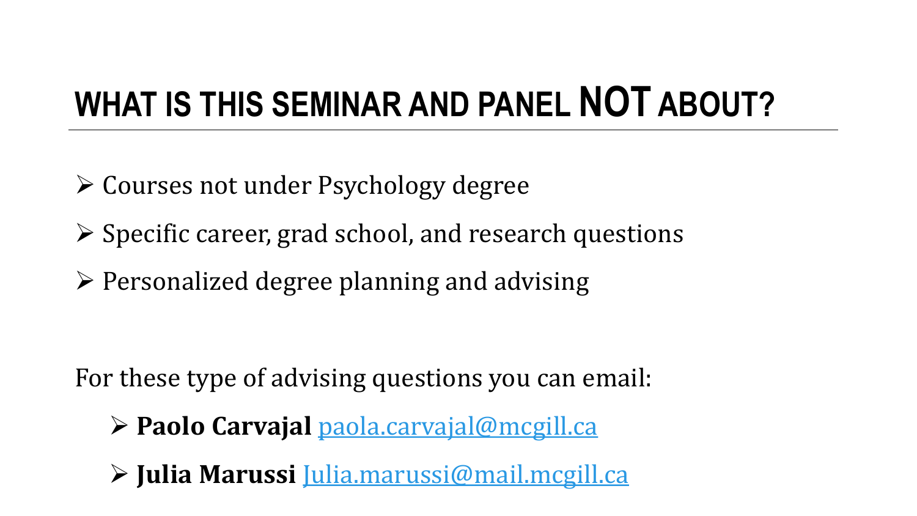# WHAT IS THIS SEMINAR AND PANEL **NOT** ABOUT?

- Courses not under Psychology degree
- Specific career, grad school, and research questions
- Personalized degree planning and advising

For these type of advising questions you can email:

- **Paolo Carvajal** paola.carvajal@mcgill.ca
- **Julia Marussi** Julia.marussi@mail.mcgill.ca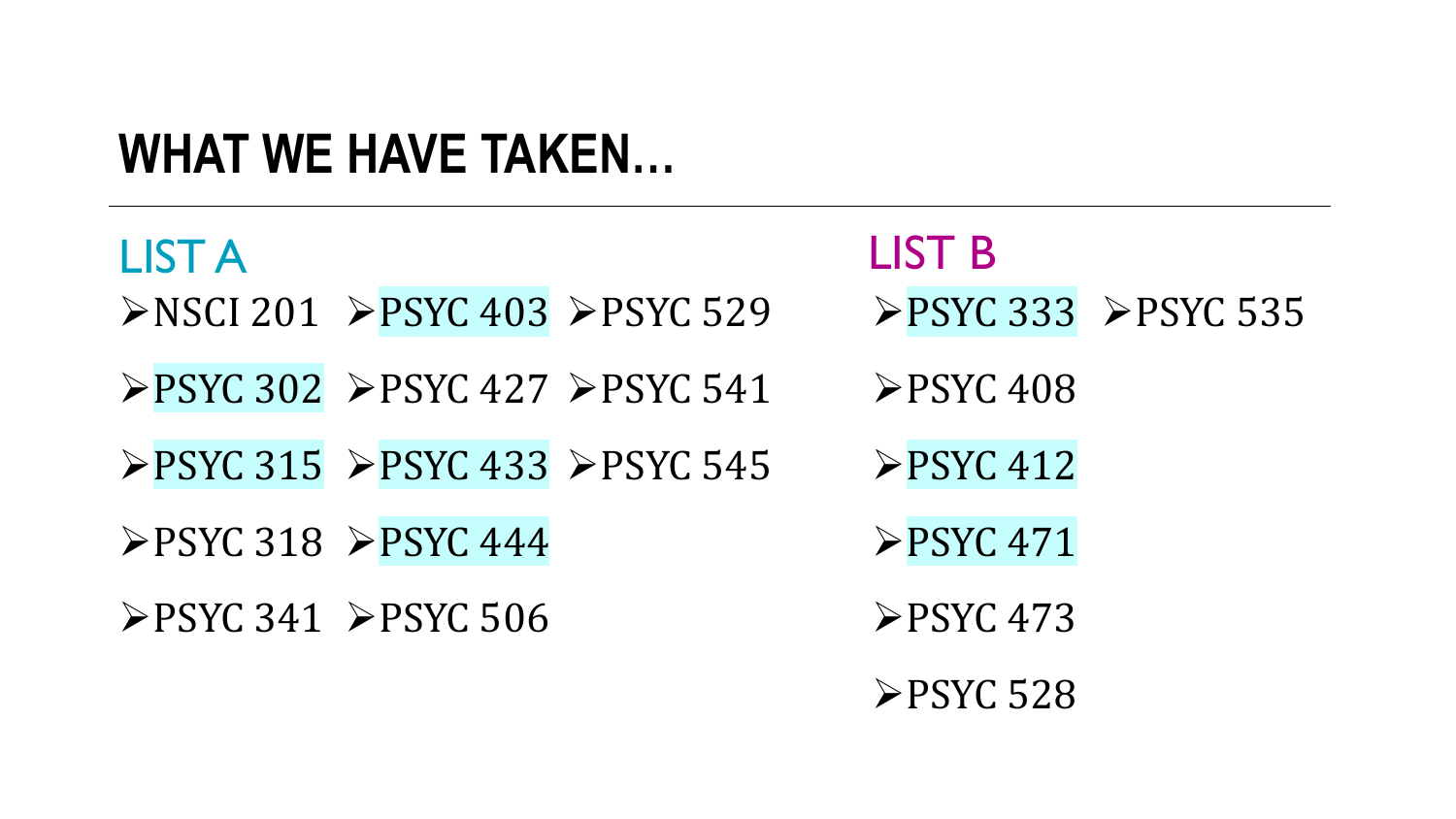# WHAT WE HAVE TAKEN…

## LIST A

- NSCI 201
- PSYC 302
- PSYC 315
- PSYC 318
- PSYC 341
- PSYC 403
- PSYC 427
- PSYC 433
- PSYC 444
- PSYC 506
- PSYC 529
- PSYC 541
- PSYC 545

## LIST B

- PSYC 333
- PSYC 408
- PSYC 412
- PSYC 471
- PSYC 473
- PSYC 528
- PSYC 535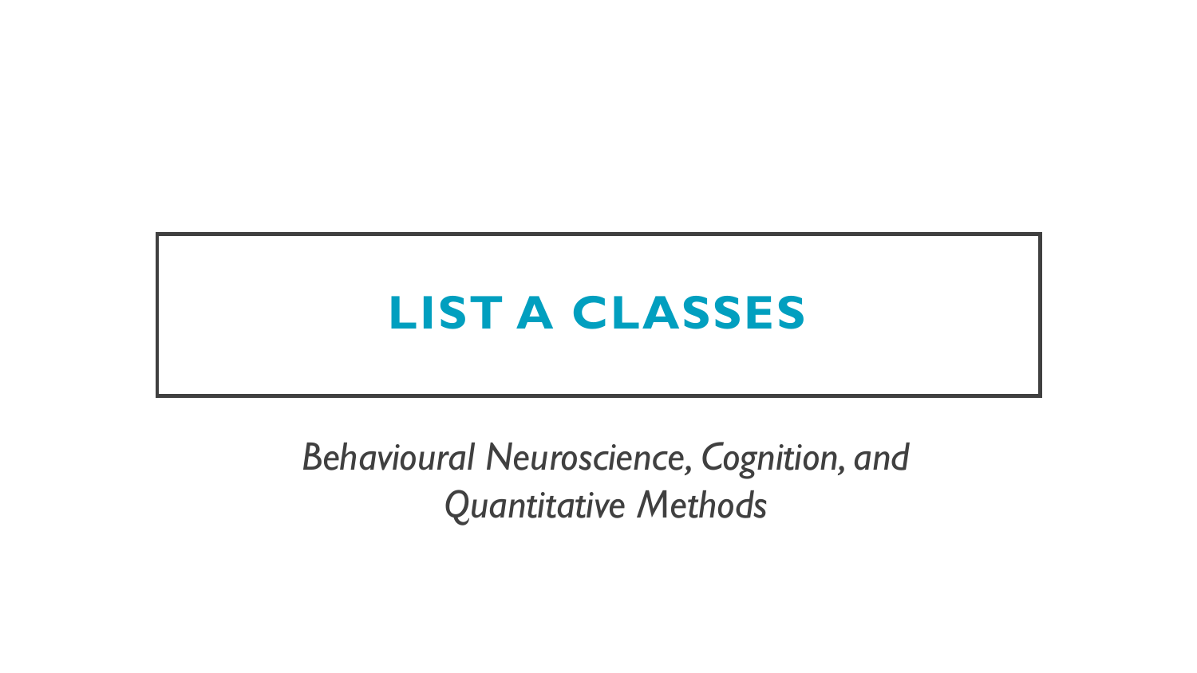# LIST A CLASSES

*Behavioural Neuroscience, Cognition, and Quantitative Methods*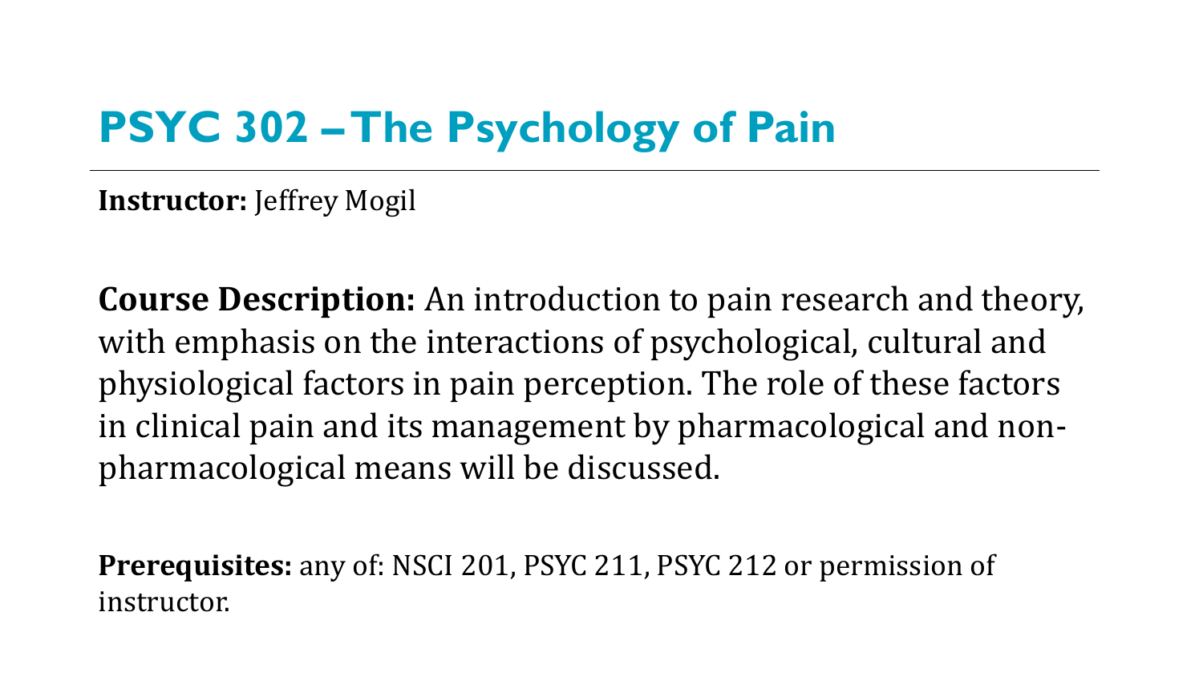# PSYC 302 – The Psychology of Pain

**Instructor:** Jeffrey Mogil

**Course Description:** An introduction to pain research and theory, with emphasis on the interactions of psychological, cultural and physiological factors in pain perception. The role of these factors in clinical pain and its management by pharmacological and non-pharmacological means will be discussed.

**Prerequisites:** any of: NSCI 201, PSYC 211, PSYC 212 or permission of instructor.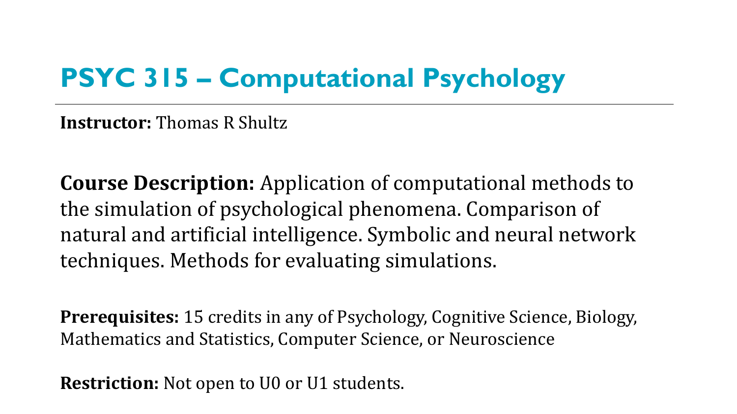# PSYC 315 – Computational Psychology

**Instructor:** Thomas R Shultz

**Course Description:** Application of computational methods to the simulation of psychological phenomena. Comparison of natural and artificial intelligence. Symbolic and neural network techniques. Methods for evaluating simulations.

**Prerequisites:** 15 credits in any of Psychology, Cognitive Science, Biology, Mathematics and Statistics, Computer Science, or Neuroscience

**Restriction:** Not open to U0 or U1 students.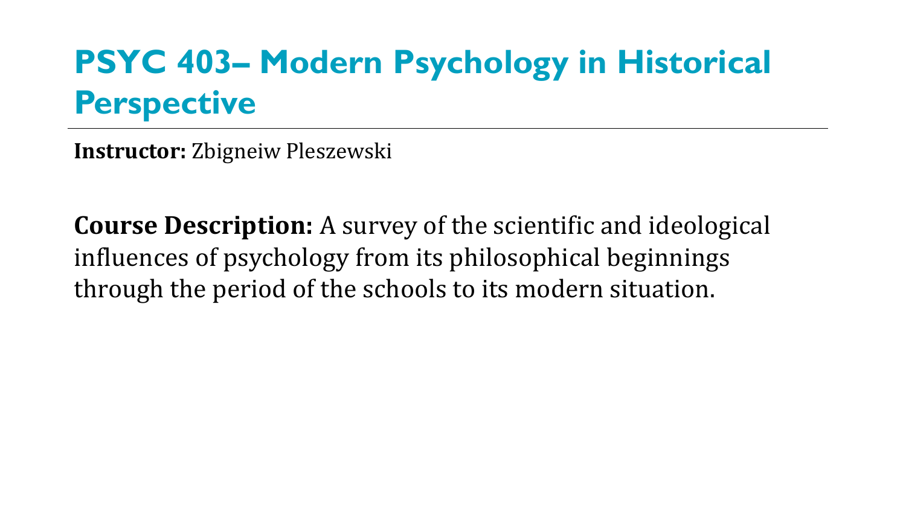# PSYC 403– Modern Psychology in Historical Perspective

**Instructor:** Zbigneiw Pleszewski

**Course Description:** A survey of the scientific and ideological influences of psychology from its philosophical beginnings through the period of the schools to its modern situation.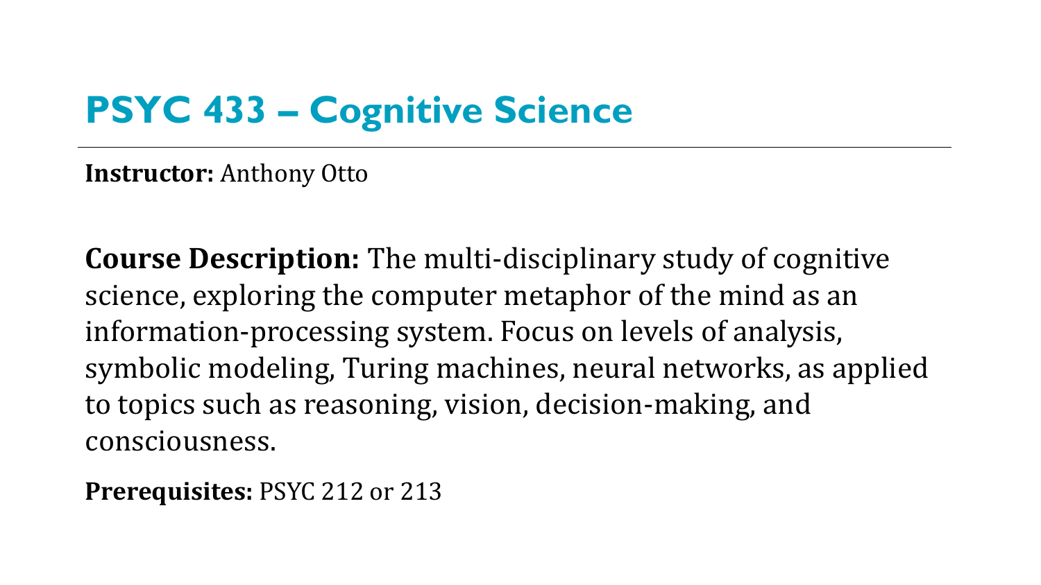# PSYC 433 – Cognitive Science

**Instructor:** Anthony Otto

**Course Description:** The multi-disciplinary study of cognitive science, exploring the computer metaphor of the mind as an information-processing system. Focus on levels of analysis, symbolic modeling, Turing machines, neural networks, as applied to topics such as reasoning, vision, decision-making, and consciousness.

**Prerequisites:** PSYC 212 or 213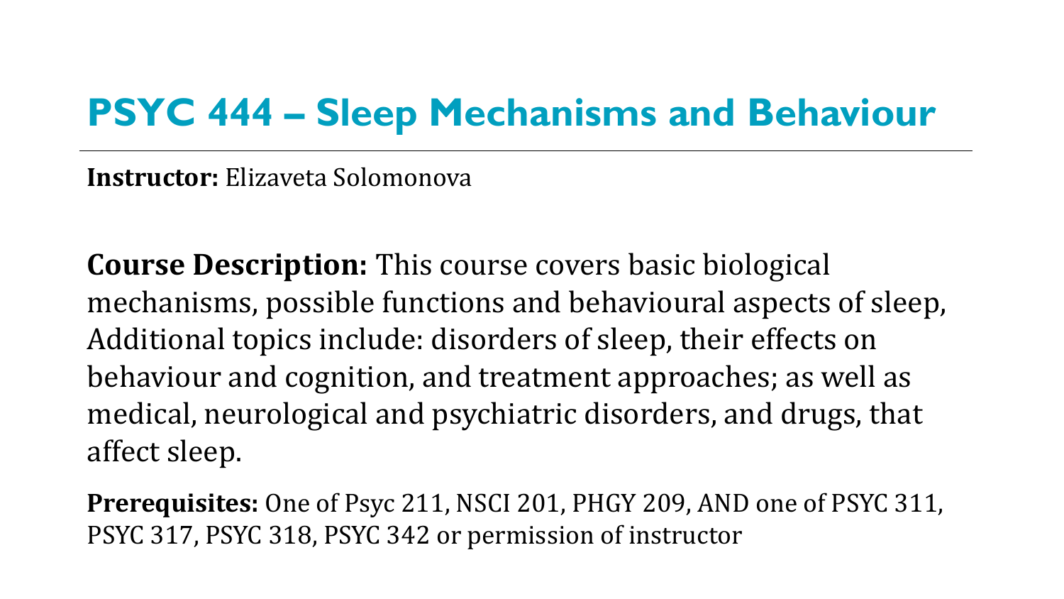# PSYC 444 – Sleep Mechanisms and Behaviour

**Instructor:** Elizaveta Solomonova

**Course Description:** This course covers basic biological mechanisms, possible functions and behavioural aspects of sleep, Additional topics include: disorders of sleep, their effects on behaviour and cognition, and treatment approaches; as well as medical, neurological and psychiatric disorders, and drugs, that affect sleep.

**Prerequisites:** One of Psyc 211, NSCI 201, PHGY 209, AND one of PSYC 311, PSYC 317, PSYC 318, PSYC 342 or permission of instructor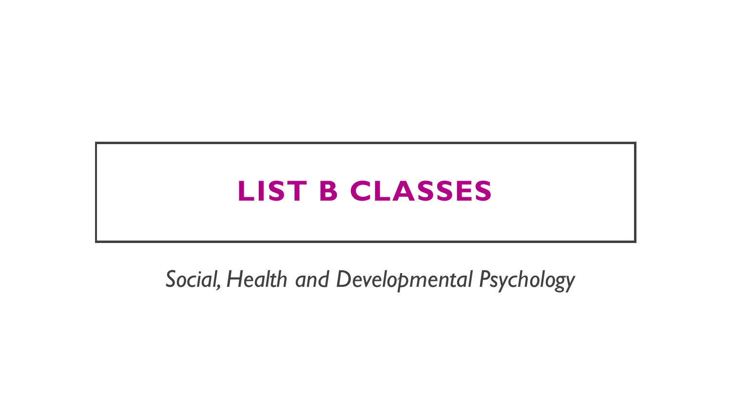# LIST B CLASSES

*Social, Health and Developmental Psychology*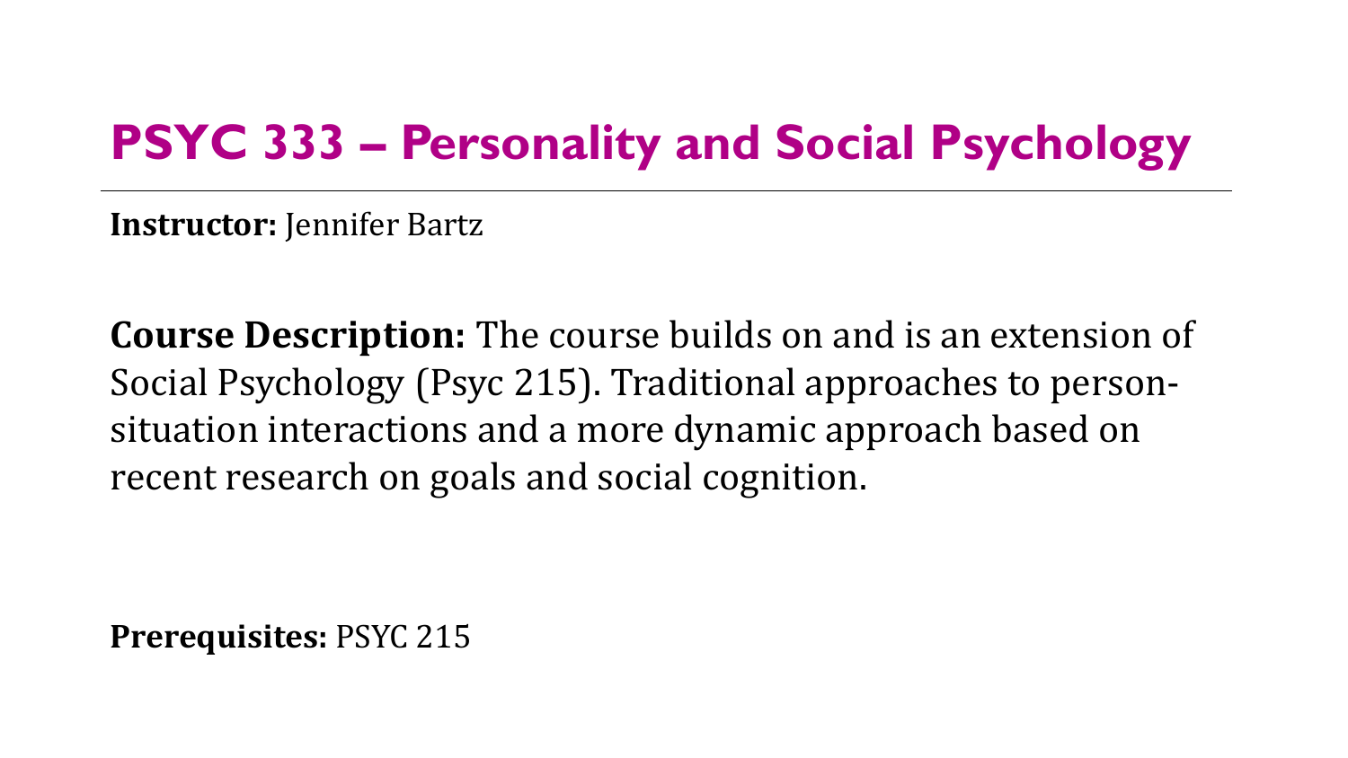# PSYC 333 – Personality and Social Psychology

**Instructor:** Jennifer Bartz

**Course Description:** The course builds on and is an extension of Social Psychology (Psyc 215). Traditional approaches to person-situation interactions and a more dynamic approach based on recent research on goals and social cognition.

**Prerequisites:** PSYC 215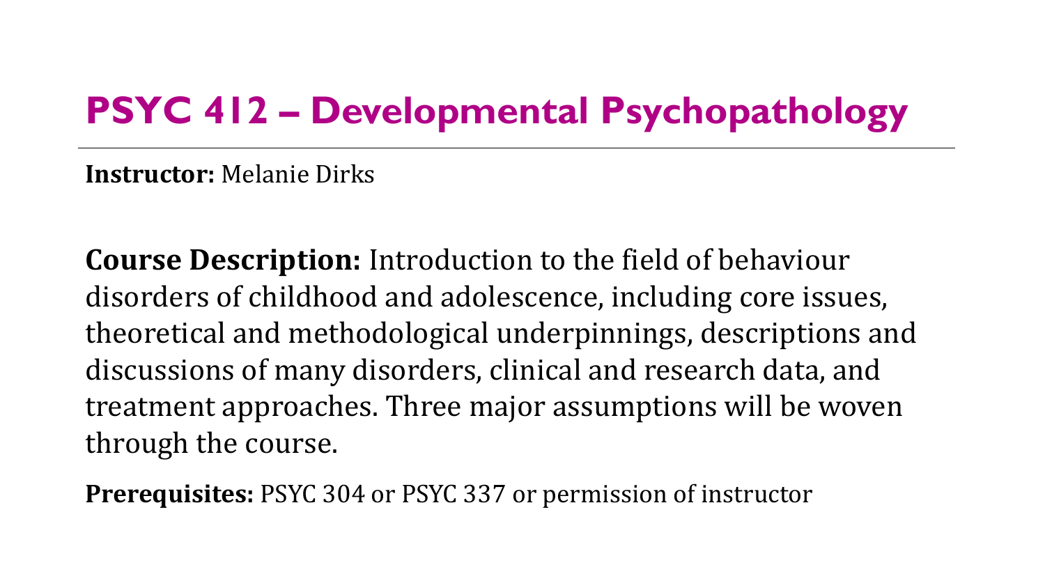# PSYC 412 – Developmental Psychopathology

**Instructor:** Melanie Dirks

**Course Description:** Introduction to the field of behaviour disorders of childhood and adolescence, including core issues, theoretical and methodological underpinnings, descriptions and discussions of many disorders, clinical and research data, and treatment approaches. Three major assumptions will be woven through the course.

**Prerequisites:** PSYC 304 or PSYC 337 or permission of instructor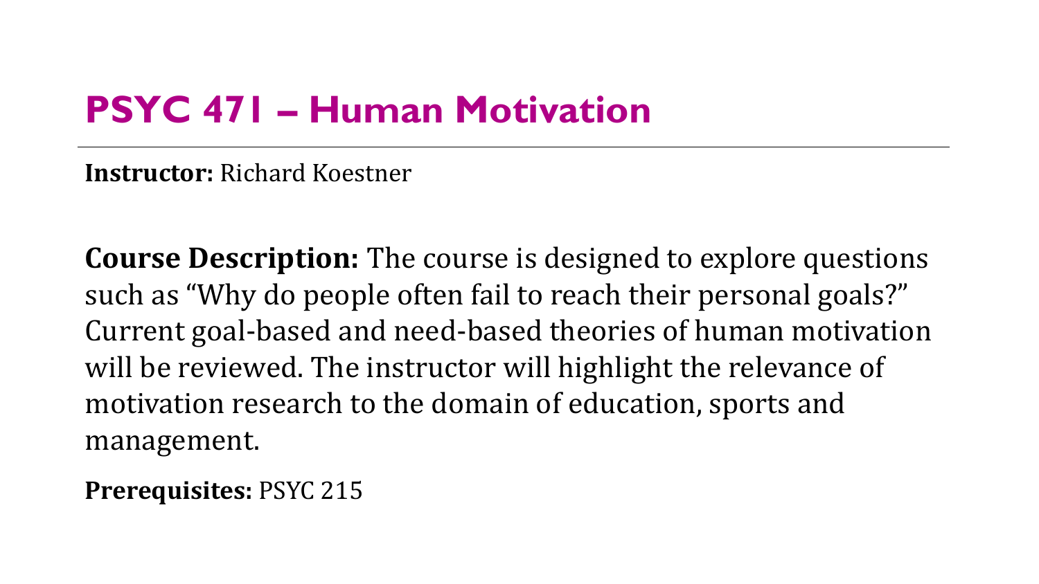# PSYC 471 – Human Motivation

**Instructor:** Richard Koestner

**Course Description:** The course is designed to explore questions such as "Why do people often fail to reach their personal goals?" Current goal-based and need-based theories of human motivation will be reviewed. The instructor will highlight the relevance of motivation research to the domain of education, sports and management.

**Prerequisites:** PSYC 215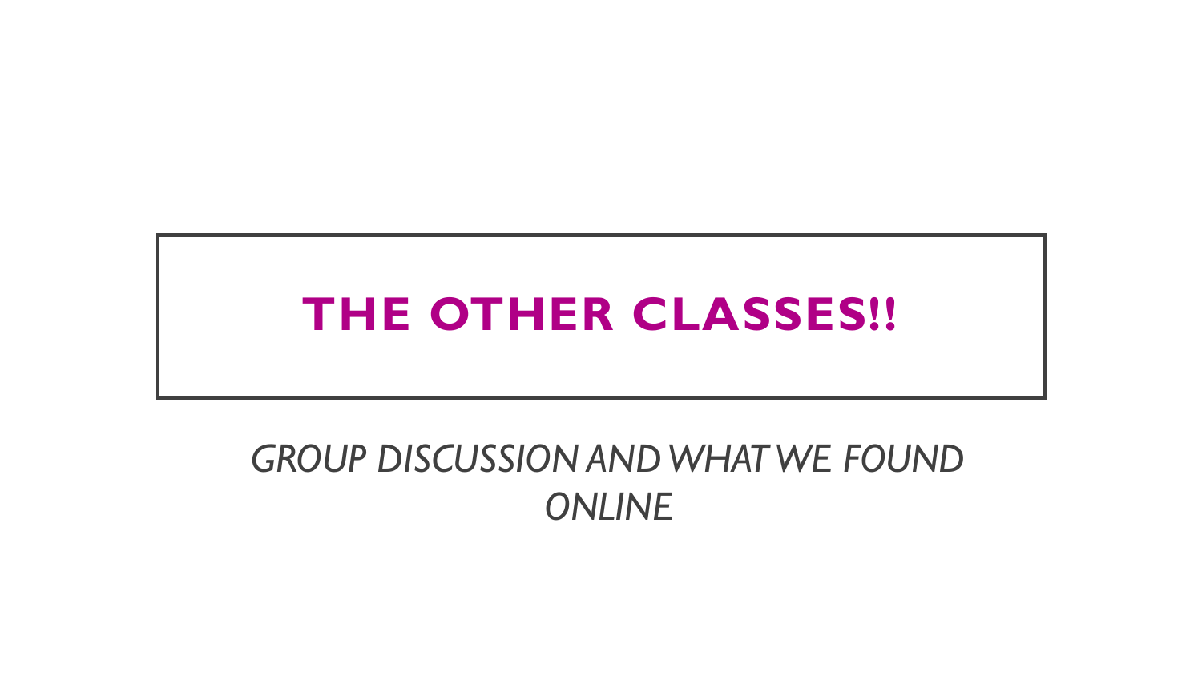# THE OTHER CLASSES!!

*GROUP DISCUSSION AND WHAT WE FOUND ONLINE*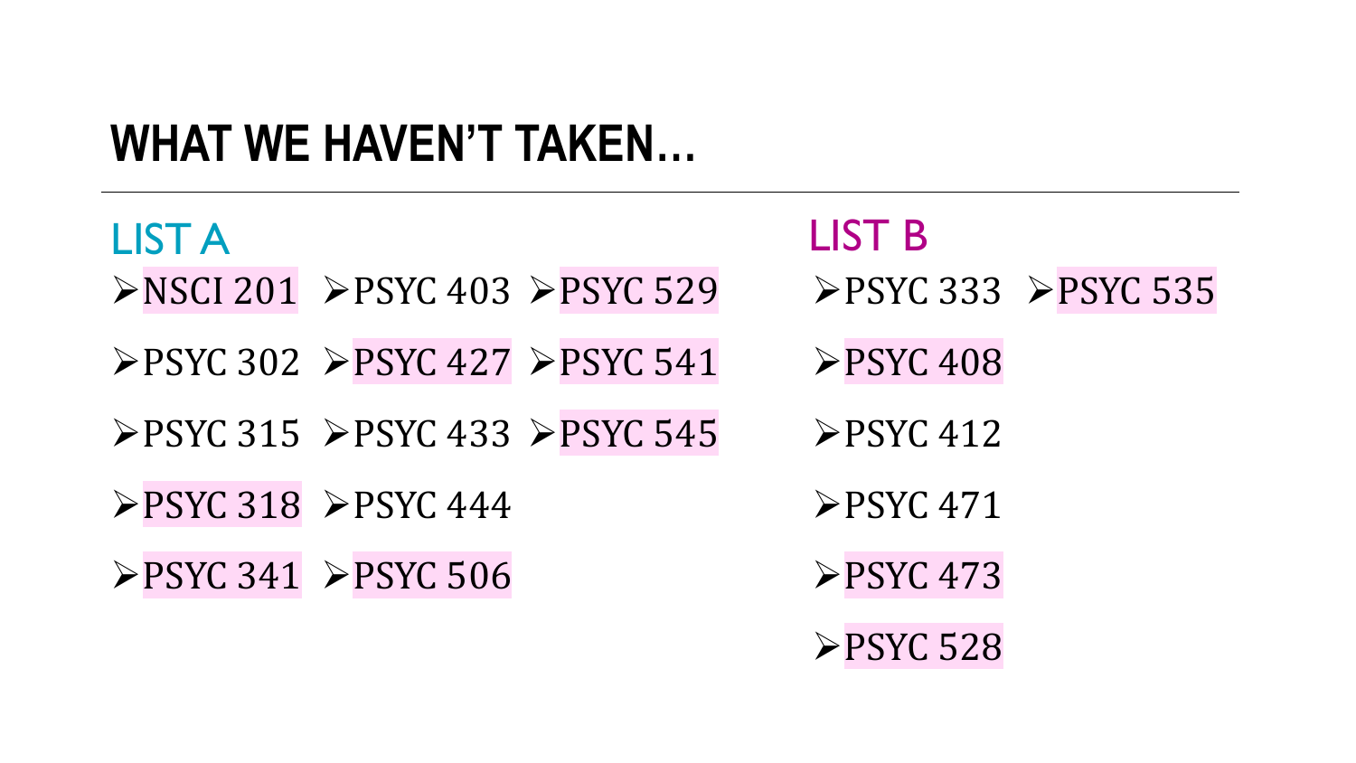# WHAT WE HAVEN'T TAKEN…

## LIST A

- NSCI 201
- PSYC 302
- PSYC 315
- PSYC 318
- PSYC 341
- PSYC 403
- PSYC 427
- PSYC 433
- PSYC 444
- PSYC 506
- PSYC 529
- PSYC 541
- PSYC 545

## LIST B

- PSYC 333
- PSYC 408
- PSYC 412
- PSYC 471
- PSYC 473
- PSYC 528
- PSYC 535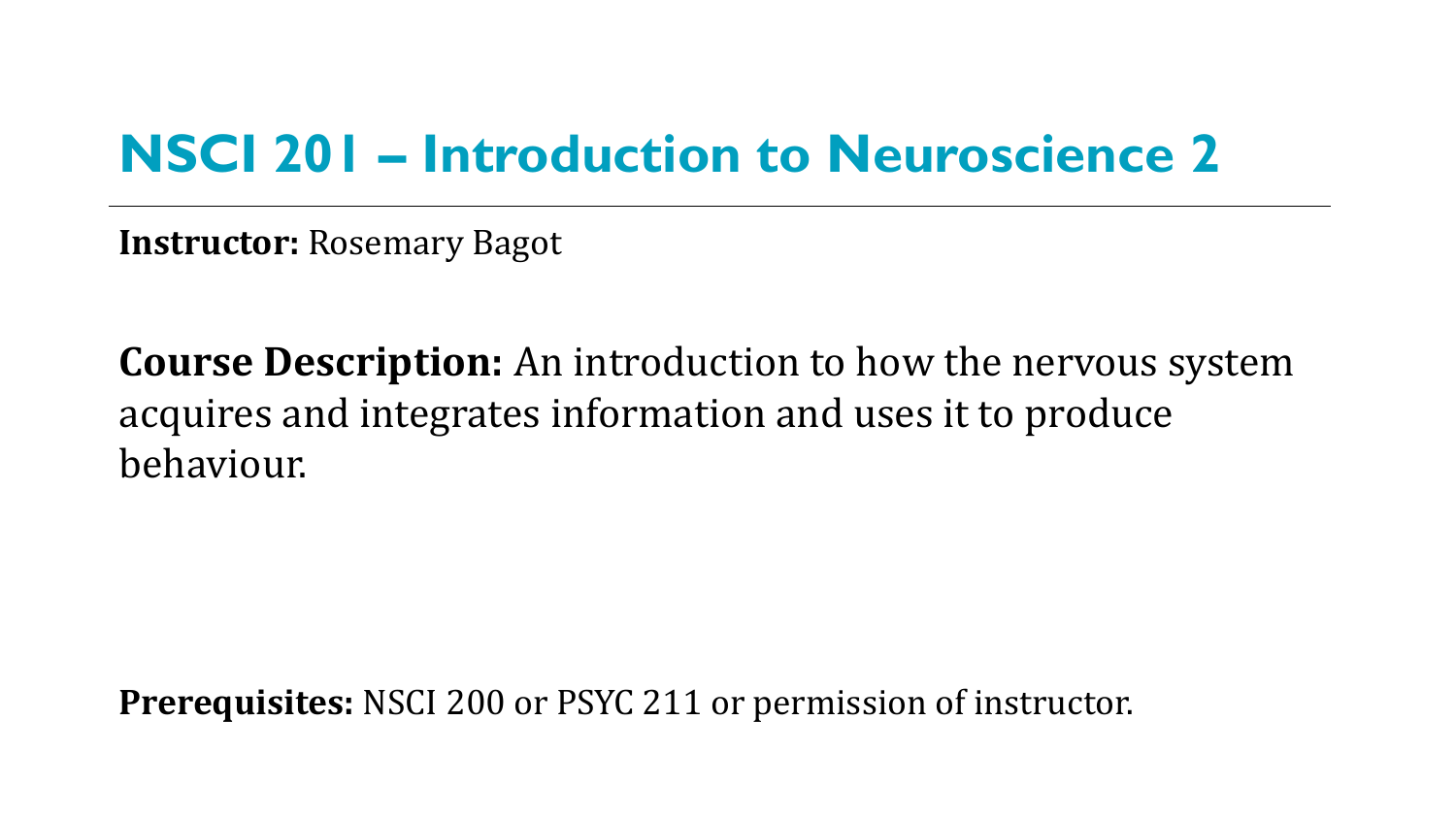# NSCI 201 – Introduction to Neuroscience 2

---

**Instructor:** Rosemary Bagot

**Course Description:** An introduction to how the nervous system acquires and integrates information and uses it to produce behaviour.

**Prerequisites:** NSCI 200 or PSYC 211 or permission of instructor.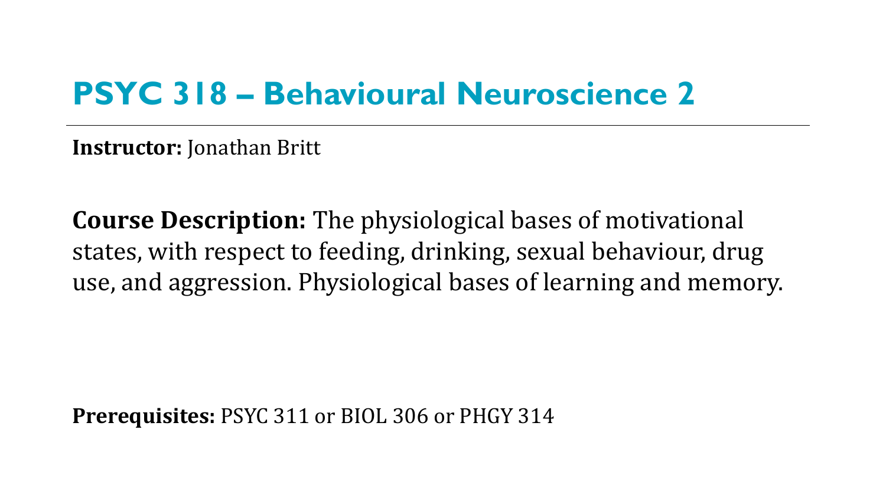# PSYC 318 – Behavioural Neuroscience 2

**Instructor:** Jonathan Britt

**Course Description:** The physiological bases of motivational states, with respect to feeding, drinking, sexual behaviour, drug use, and aggression. Physiological bases of learning and memory.

**Prerequisites:** PSYC 311 or BIOL 306 or PHGY 314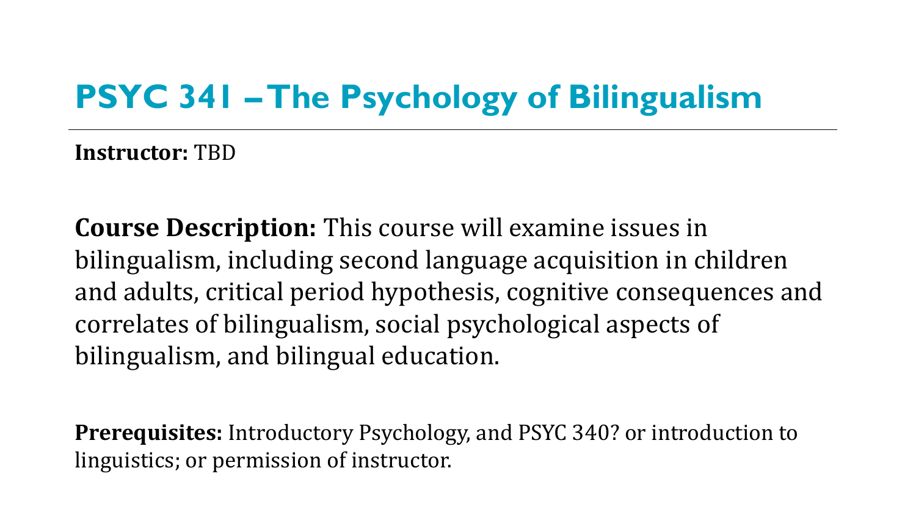# PSYC 341 – The Psychology of Bilingualism

**Instructor:** TBD

**Course Description:** This course will examine issues in bilingualism, including second language acquisition in children and adults, critical period hypothesis, cognitive consequences and correlates of bilingualism, social psychological aspects of bilingualism, and bilingual education.

**Prerequisites:** Introductory Psychology, and PSYC 340? or introduction to linguistics; or permission of instructor.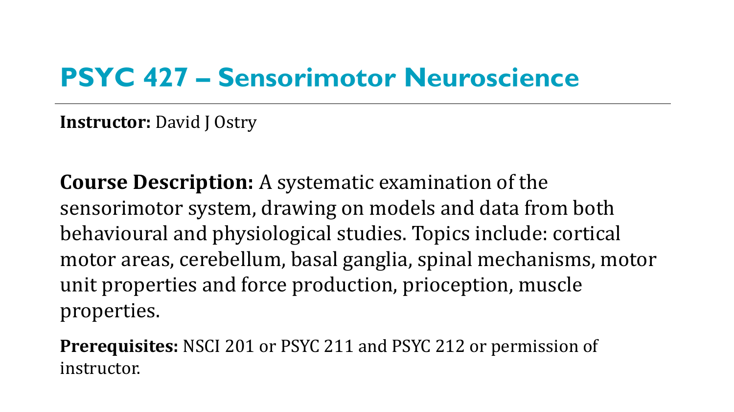# PSYC 427 – Sensorimotor Neuroscience

**Instructor:** David J Ostry

**Course Description:** A systematic examination of the sensorimotor system, drawing on models and data from both behavioural and physiological studies. Topics include: cortical motor areas, cerebellum, basal ganglia, spinal mechanisms, motor unit properties and force production, prioception, muscle properties.

**Prerequisites:** NSCI 201 or PSYC 211 and PSYC 212 or permission of instructor.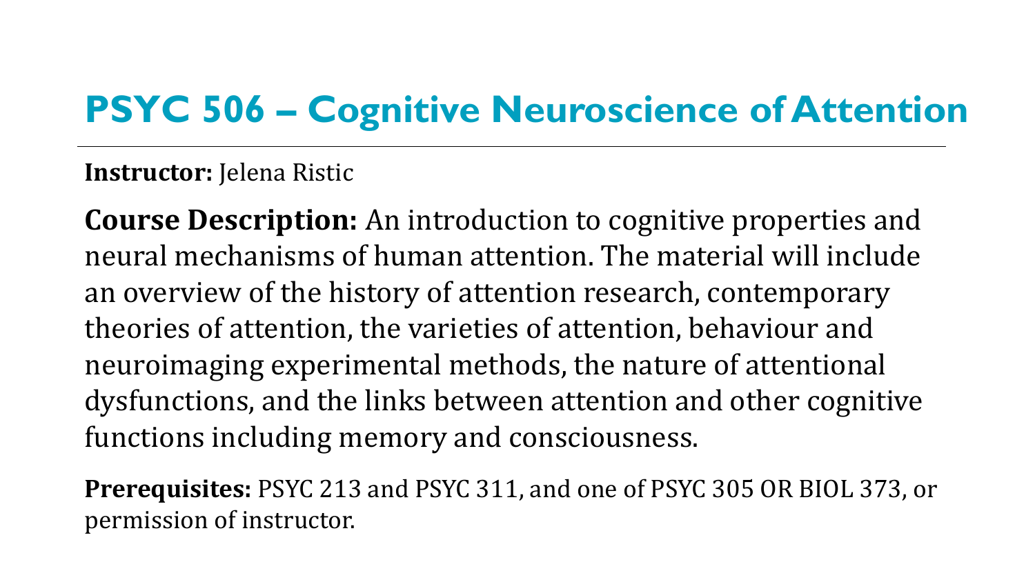# PSYC 506 – Cognitive Neuroscience of Attention

**Instructor:** Jelena Ristic

**Course Description:** An introduction to cognitive properties and neural mechanisms of human attention. The material will include an overview of the history of attention research, contemporary theories of attention, the varieties of attention, behaviour and neuroimaging experimental methods, the nature of attentional dysfunctions, and the links between attention and other cognitive functions including memory and consciousness.

**Prerequisites:** PSYC 213 and PSYC 311, and one of PSYC 305 OR BIOL 373, or permission of instructor.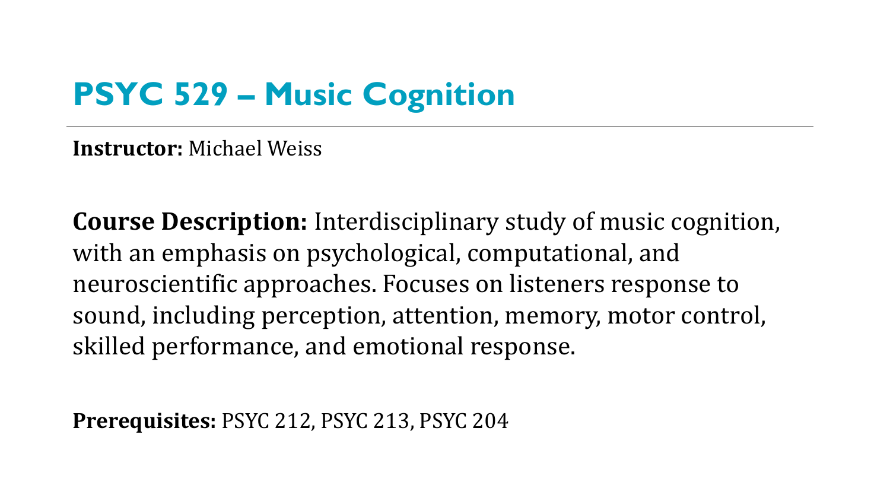# PSYC 529 – Music Cognition

**Instructor:** Michael Weiss

**Course Description:** Interdisciplinary study of music cognition, with an emphasis on psychological, computational, and neuroscientific approaches. Focuses on listeners response to sound, including perception, attention, memory, motor control, skilled performance, and emotional response.

**Prerequisites:** PSYC 212, PSYC 213, PSYC 204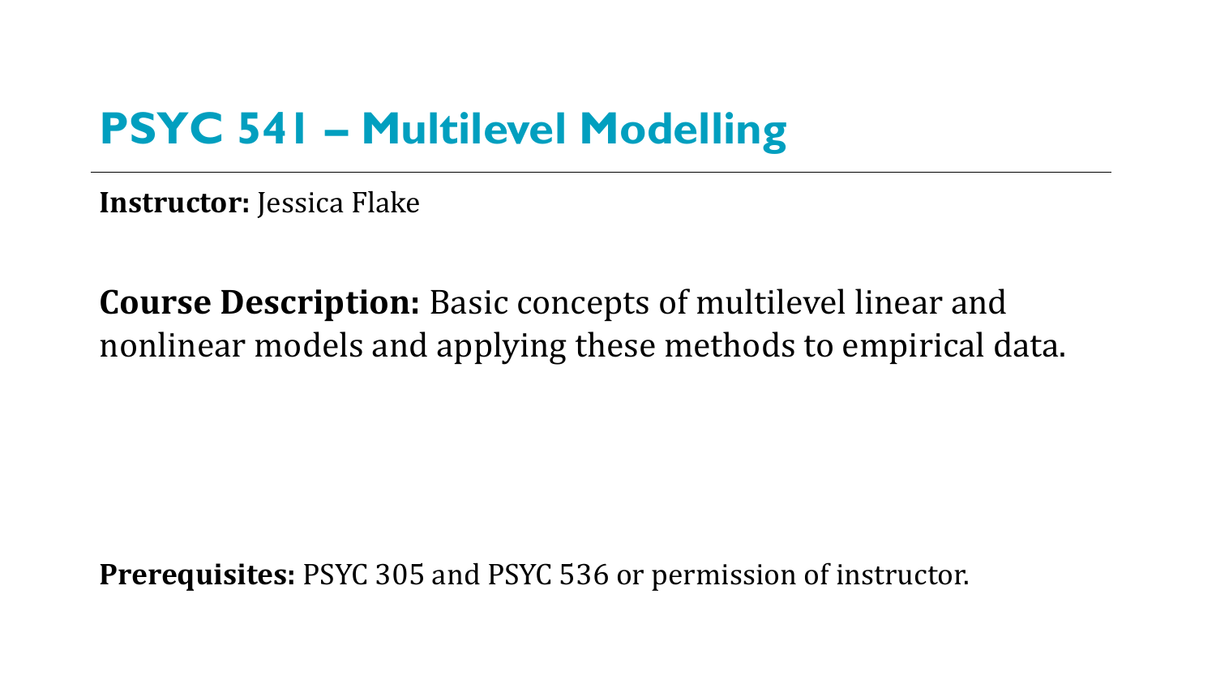# PSYC 541 – Multilevel Modelling

**Instructor:** Jessica Flake

**Course Description:** Basic concepts of multilevel linear and nonlinear models and applying these methods to empirical data.

**Prerequisites:** PSYC 305 and PSYC 536 or permission of instructor.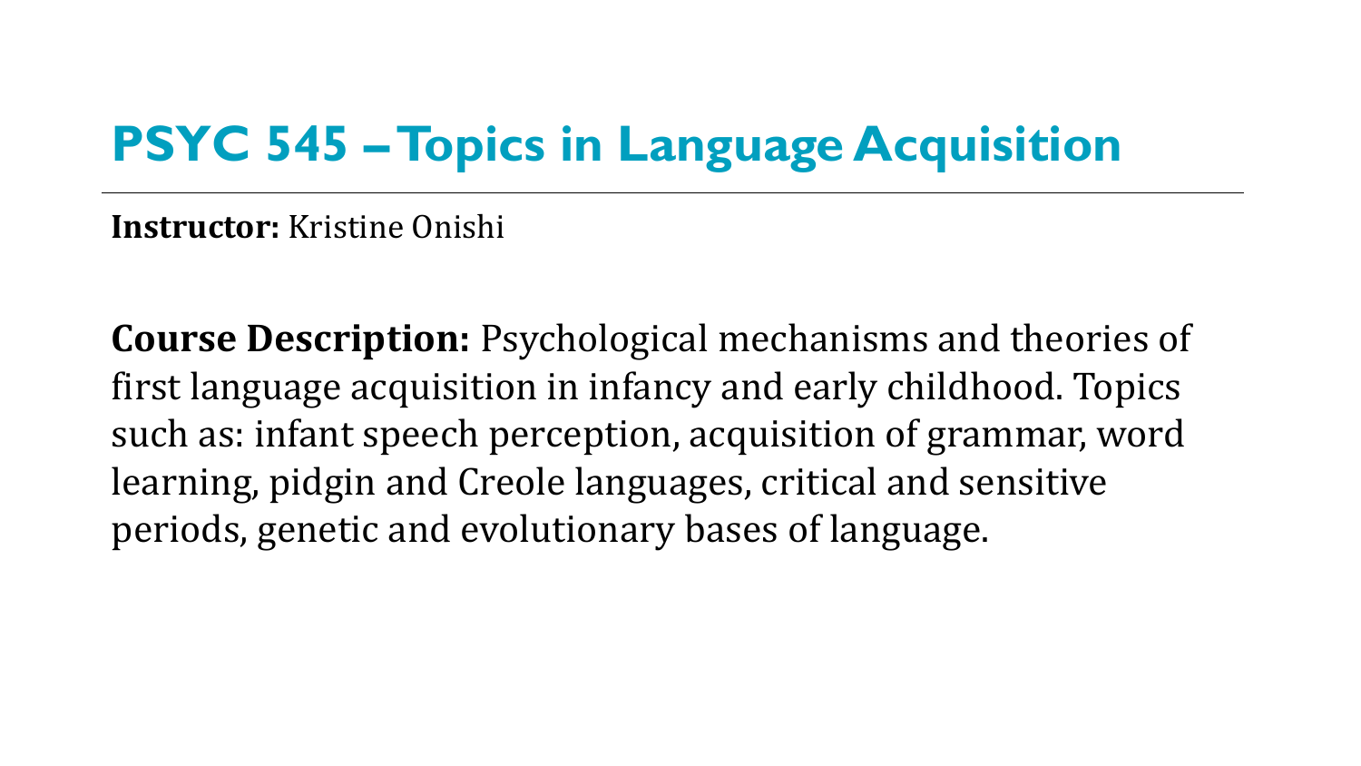# PSYC 545 – Topics in Language Acquisition

**Instructor:** Kristine Onishi

**Course Description:** Psychological mechanisms and theories of first language acquisition in infancy and early childhood. Topics such as: infant speech perception, acquisition of grammar, word learning, pidgin and Creole languages, critical and sensitive periods, genetic and evolutionary bases of language.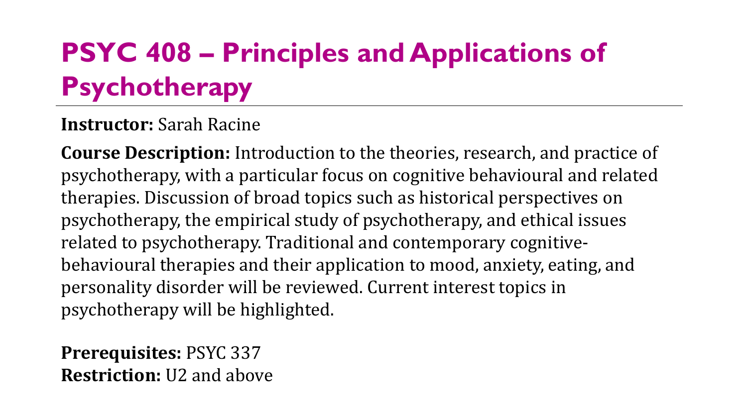# PSYC 408 – Principles and Applications of Psychotherapy

**Instructor:** Sarah Racine

**Course Description:** Introduction to the theories, research, and practice of psychotherapy, with a particular focus on cognitive behavioural and related therapies. Discussion of broad topics such as historical perspectives on psychotherapy, the empirical study of psychotherapy, and ethical issues related to psychotherapy. Traditional and contemporary cognitive-behavioural therapies and their application to mood, anxiety, eating, and personality disorder will be reviewed. Current interest topics in psychotherapy will be highlighted.

**Prerequisites:** PSYC 337
**Restriction:** U2 and above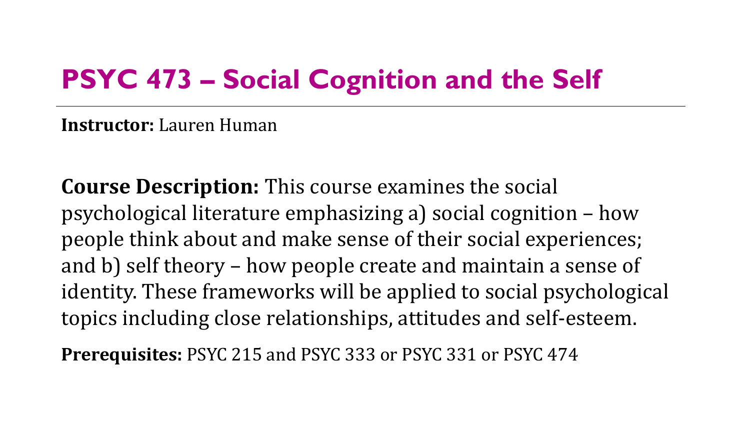# PSYC 473 – Social Cognition and the Self

**Instructor:** Lauren Human

**Course Description:** This course examines the social psychological literature emphasizing a) social cognition – how people think about and make sense of their social experiences; and b) self theory – how people create and maintain a sense of identity. These frameworks will be applied to social psychological topics including close relationships, attitudes and self-esteem.

**Prerequisites:** PSYC 215 and PSYC 333 or PSYC 331 or PSYC 474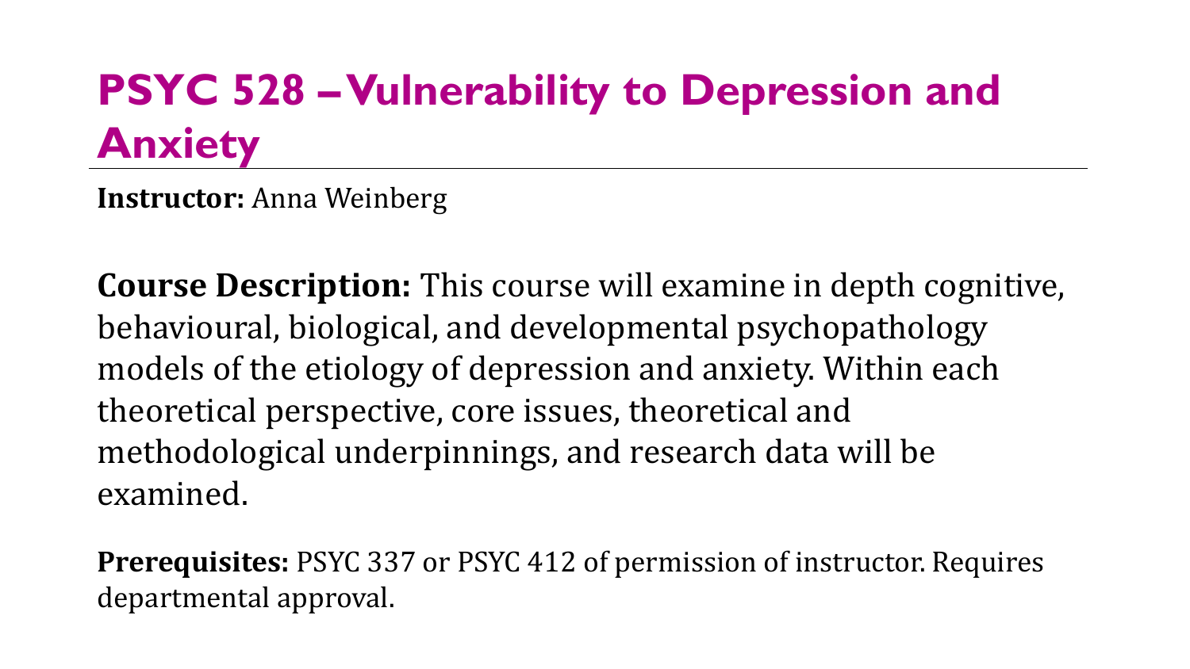# PSYC 528 – Vulnerability to Depression and Anxiety

**Instructor:** Anna Weinberg

**Course Description:** This course will examine in depth cognitive, behavioural, biological, and developmental psychopathology models of the etiology of depression and anxiety. Within each theoretical perspective, core issues, theoretical and methodological underpinnings, and research data will be examined.

**Prerequisites:** PSYC 337 or PSYC 412 of permission of instructor. Requires departmental approval.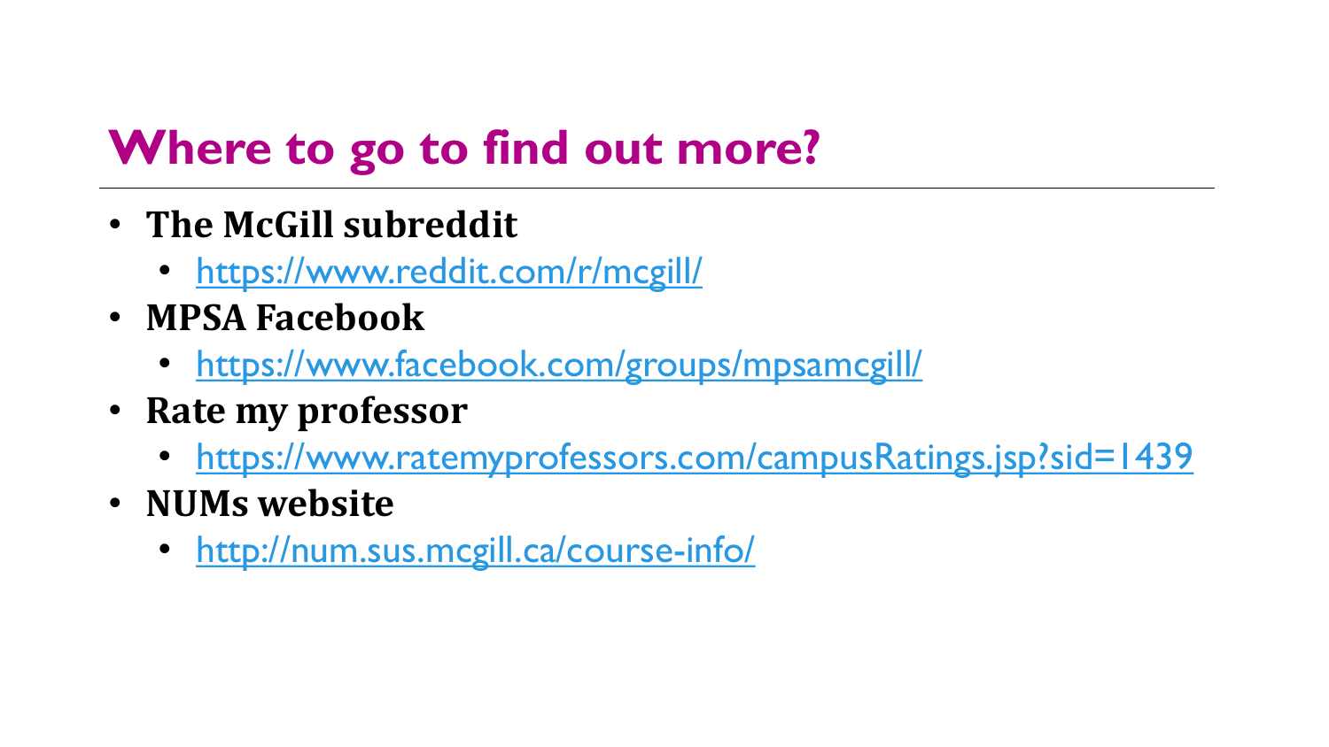# Where to go to find out more?

- **The McGill subreddit**
  - https://www.reddit.com/r/mcgill/
- **MPSA Facebook**
  - https://www.facebook.com/groups/mpsamcgill/
- **Rate my professor**
  - https://www.ratemyprofessors.com/campusRatings.jsp?sid=1439
- **NUMs website**
  - http://num.sus.mcgill.ca/course-info/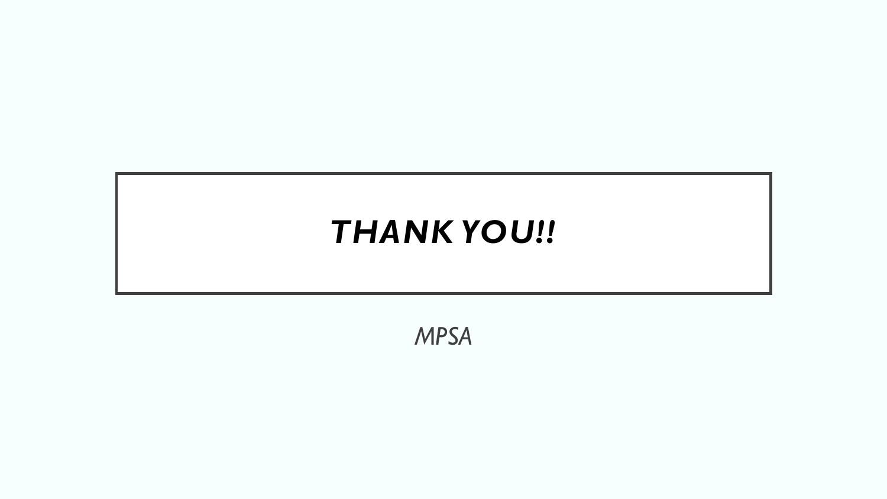# ***THANK YOU!!***

*MPSA*